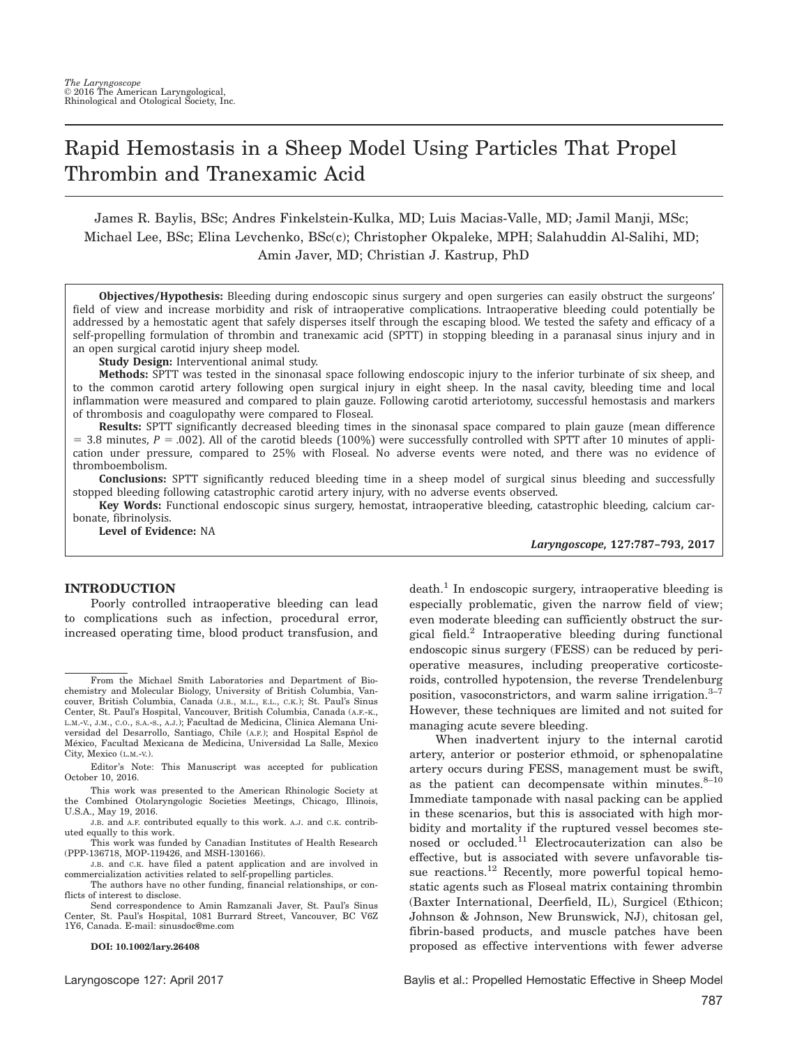The Laryngoscope
© 2016 The American Laryngological, Rhinological and Otological Society, Inc.

# Rapid Hemostasis in a Sheep Model Using Particles That Propel Thrombin and Tranexamic Acid

James R. Baylis, BSc; Andres Finkelstein-Kulka, MD; Luis Macias-Valle, MD; Jamil Manji, MSc; Michael Lee, BSc; Elina Levchenko, BSc(c); Christopher Okpaleke, MPH; Salahuddin Al-Salihi, MD; Amin Javer, MD; Christian J. Kastrup, PhD

**Objectives/Hypothesis:** Bleeding during endoscopic sinus surgery and open surgeries can easily obstruct the surgeons' field of view and increase morbidity and risk of intraoperative complications. Intraoperative bleeding could potentially be addressed by a hemostatic agent that safely disperses itself through the escaping blood. We tested the safety and efficacy of a self-propelling formulation of thrombin and tranexamic acid (SPTT) in stopping bleeding in a paranasal sinus injury and in an open surgical carotid injury sheep model.

**Study Design:** Interventional animal study.

**Methods:** SPTT was tested in the sinonasal space following endoscopic injury to the inferior turbinate of six sheep, and to the common carotid artery following open surgical injury in eight sheep. In the nasal cavity, bleeding time and local inflammation were measured and compared to plain gauze. Following carotid arteriotomy, successful hemostasis and markers of thrombosis and coagulopathy were compared to Floseal.

**Results:** SPTT significantly decreased bleeding times in the sinonasal space compared to plain gauze (mean difference = 3.8 minutes, $P = .002$). All of the carotid bleeds (100%) were successfully controlled with SPTT after 10 minutes of application under pressure, compared to 25% with Floseal. No adverse events were noted, and there was no evidence of thromboembolism.

**Conclusions:** SPTT significantly reduced bleeding time in a sheep model of surgical sinus bleeding and successfully stopped bleeding following catastrophic carotid artery injury, with no adverse events observed.

**Key Words:** Functional endoscopic sinus surgery, hemostat, intraoperative bleeding, catastrophic bleeding, calcium carbonate, fibrinolysis.

**Level of Evidence:** NA

*Laryngoscope*, 127:787–793, 2017

## INTRODUCTION

Poorly controlled intraoperative bleeding can lead to complications such as infection, procedural error, increased operating time, blood product transfusion, and death.[1] In endoscopic surgery, intraoperative bleeding is especially problematic, given the narrow field of view; even moderate bleeding can sufficiently obstruct the surgical field.[2] Intraoperative bleeding during functional endoscopic sinus surgery (FESS) can be reduced by perioperative measures, including preoperative corticosteroids, controlled hypotension, the reverse Trendelenburg position, vasoconstrictors, and warm saline irrigation.[3–7] However, these techniques are limited and not suited for managing acute severe bleeding.

When inadvertent injury to the internal carotid artery, anterior or posterior ethmoid, or sphenopalatine artery occurs during FESS, management must be swift, as the patient can decompensate within minutes.[8–10] Immediate tamponade with nasal packing can be applied in these scenarios, but this is associated with high morbidity and mortality if the ruptured vessel becomes stenosed or occluded.[11] Electrocauterization can also be effective, but is associated with severe unfavorable tissue reactions.[12] Recently, more powerful topical hemostatic agents such as Floseal matrix containing thrombin (Baxter International, Deerfield, IL), Surgicel (Ethicon; Johnson & Johnson, New Brunswick, NJ), chitosan gel, fibrin-based products, and muscle patches have been proposed as effective interventions with fewer adverse

From the Michael Smith Laboratories and Department of Biochemistry and Molecular Biology, University of British Columbia, Vancouver, British Columbia, Canada (J.B., M.L., E.L., C.K.); St. Paul's Sinus Center, St. Paul's Hospital, Vancouver, British Columbia, Canada (A.F.-K., L.M.-V., J.M., C.O., S.A.-S., A.J.); Facultad de Medicina, Clinica Alemana Universidad del Desarrollo, Santiago, Chile (A.F.); and Hospital Espñol de México, Facultad Mexicana de Medicina, Universidad La Salle, Mexico City, Mexico (L.M.-V.).

Editor's Note: This Manuscript was accepted for publication October 10, 2016.

This work was presented to the American Rhinologic Society at the Combined Otolaryngologic Societies Meetings, Chicago, Illinois, U.S.A., May 19, 2016.

J.B. and A.F. contributed equally to this work. A.J. and C.K. contributed equally to this work.

This work was funded by Canadian Institutes of Health Research (PPP-136718, MOP-119426, and MSH-130166).

J.B. and C.K. have filed a patent application and are involved in commercialization activities related to self-propelling particles.

The authors have no other funding, financial relationships, or conflicts of interest to disclose.

Send correspondence to Amin Ramzanali Javer, St. Paul's Sinus Center, St. Paul's Hospital, 1081 Burrard Street, Vancouver, BC V6Z 1Y6, Canada. E-mail: sinusdoc@me.com

**DOI: 10.1002/lary.26408**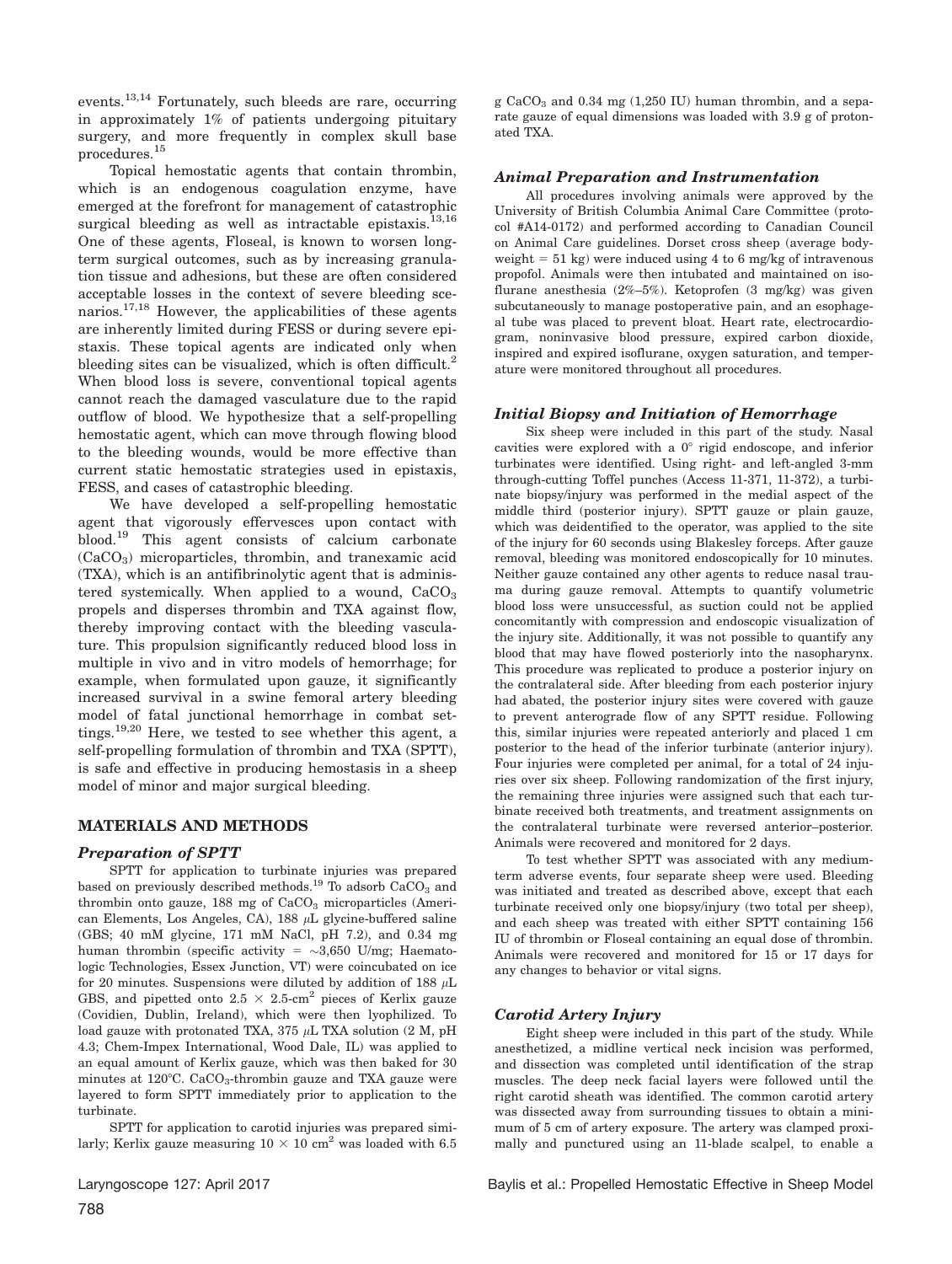events.[13,14] Fortunately, such bleeds are rare, occurring in approximately 1% of patients undergoing pituitary surgery, and more frequently in complex skull base procedures.[15]

Topical hemostatic agents that contain thrombin, which is an endogenous coagulation enzyme, have emerged at the forefront for management of catastrophic surgical bleeding as well as intractable epistaxis.[13,16] One of these agents, Floseal, is known to worsen long-term surgical outcomes, such as by increasing granulation tissue and adhesions, but these are often considered acceptable losses in the context of severe bleeding scenarios.[17,18] However, the applicabilities of these agents are inherently limited during FESS or during severe epistaxis. These topical agents are indicated only when bleeding sites can be visualized, which is often difficult.[2] When blood loss is severe, conventional topical agents cannot reach the damaged vasculature due to the rapid outflow of blood. We hypothesize that a self-propelling hemostatic agent, which can move through flowing blood to the bleeding wounds, would be more effective than current static hemostatic strategies used in epistaxis, FESS, and cases of catastrophic bleeding.

We have developed a self-propelling hemostatic agent that vigorously effervesces upon contact with blood.[19] This agent consists of calcium carbonate ($CaCO_3$) microparticles, thrombin, and tranexamic acid (TXA), which is an antifibrinolytic agent that is administered systemically. When applied to a wound, $CaCO_3$ propels and disperses thrombin and TXA against flow, thereby improving contact with the bleeding vasculature. This propulsion significantly reduced blood loss in multiple in vivo and in vitro models of hemorrhage; for example, when formulated upon gauze, it significantly increased survival in a swine femoral artery bleeding model of fatal junctional hemorrhage in combat settings.[19,20] Here, we tested to see whether this agent, a self-propelling formulation of thrombin and TXA (SPTT), is safe and effective in producing hemostasis in a sheep model of minor and major surgical bleeding.

## MATERIALS AND METHODS

### *Preparation of SPTT*

SPTT for application to turbinate injuries was prepared based on previously described methods.[19] To adsorb $CaCO_3$ and thrombin onto gauze, 188 mg of $CaCO_3$ microparticles (American Elements, Los Angeles, CA), 188 $\mu$L glycine-buffered saline (GBS; 40 mM glycine, 171 mM NaCl, pH 7.2), and 0.34 mg human thrombin (specific activity = ~3,650 U/mg; Haematologic Technologies, Essex Junction, VT) were coincubated on ice for 20 minutes. Suspensions were diluted by addition of 188 $\mu$L GBS, and pipetted onto $2.5 \times 2.5\text{-cm}^2$ pieces of Kerlix gauze (Covidien, Dublin, Ireland), which were then lyophilized. To load gauze with protonated TXA, 375 $\mu$L TXA solution (2 M, pH 4.3; Chem-Impex International, Wood Dale, IL) was applied to an equal amount of Kerlix gauze, which was then baked for 30 minutes at 120°C. $CaCO_3$-thrombin gauze and TXA gauze were layered to form SPTT immediately prior to application to the turbinate.

SPTT for application to carotid injuries was prepared similarly; Kerlix gauze measuring $10 \times 10\ \text{cm}^2$ was loaded with 6.5 g $CaCO_3$ and 0.34 mg (1,250 IU) human thrombin, and a separate gauze of equal dimensions was loaded with 3.9 g of protonated TXA.

### *Animal Preparation and Instrumentation*

All procedures involving animals were approved by the University of British Columbia Animal Care Committee (protocol #A14-0172) and performed according to Canadian Council on Animal Care guidelines. Dorset cross sheep (average bodyweight = 51 kg) were induced using 4 to 6 mg/kg of intravenous propofol. Animals were then intubated and maintained on isoflurane anesthesia (2%–5%). Ketoprofen (3 mg/kg) was given subcutaneously to manage postoperative pain, and an esophageal tube was placed to prevent bloat. Heart rate, electrocardiogram, noninvasive blood pressure, expired carbon dioxide, inspired and expired isoflurane, oxygen saturation, and temperature were monitored throughout all procedures.

### *Initial Biopsy and Initiation of Hemorrhage*

Six sheep were included in this part of the study. Nasal cavities were explored with a 0° rigid endoscope, and inferior turbinates were identified. Using right- and left-angled 3-mm through-cutting Toffel punches (Access 11-371, 11-372), a turbinate biopsy/injury was performed in the medial aspect of the middle third (posterior injury). SPTT gauze or plain gauze, which was deidentified to the operator, was applied to the site of the injury for 60 seconds using Blakesley forceps. After gauze removal, bleeding was monitored endoscopically for 10 minutes. Neither gauze contained any other agents to reduce nasal trauma during gauze removal. Attempts to quantify volumetric blood loss were unsuccessful, as suction could not be applied concomitantly with compression and endoscopic visualization of the injury site. Additionally, it was not possible to quantify any blood that may have flowed posteriorly into the nasopharynx. This procedure was replicated to produce a posterior injury on the contralateral side. After bleeding from each posterior injury had abated, the posterior injury sites were covered with gauze to prevent anterograde flow of any SPTT residue. Following this, similar injuries were repeated anteriorly and placed 1 cm posterior to the head of the inferior turbinate (anterior injury). Four injuries were completed per animal, for a total of 24 injuries over six sheep. Following randomization of the first injury, the remaining three injuries were assigned such that each turbinate received both treatments, and treatment assignments on the contralateral turbinate were reversed anterior–posterior. Animals were recovered and monitored for 2 days.

To test whether SPTT was associated with any medium-term adverse events, four separate sheep were used. Bleeding was initiated and treated as described above, except that each turbinate received only one biopsy/injury (two total per sheep), and each sheep was treated with either SPTT containing 156 IU of thrombin or Floseal containing an equal dose of thrombin. Animals were recovered and monitored for 15 or 17 days for any changes to behavior or vital signs.

### *Carotid Artery Injury*

Eight sheep were included in this part of the study. While anesthetized, a midline vertical neck incision was performed, and dissection was completed until identification of the strap muscles. The deep neck facial layers were followed until the right carotid sheath was identified. The common carotid artery was dissected away from surrounding tissues to obtain a minimum of 5 cm of artery exposure. The artery was clamped proximally and punctured using an 11-blade scalpel, to enable a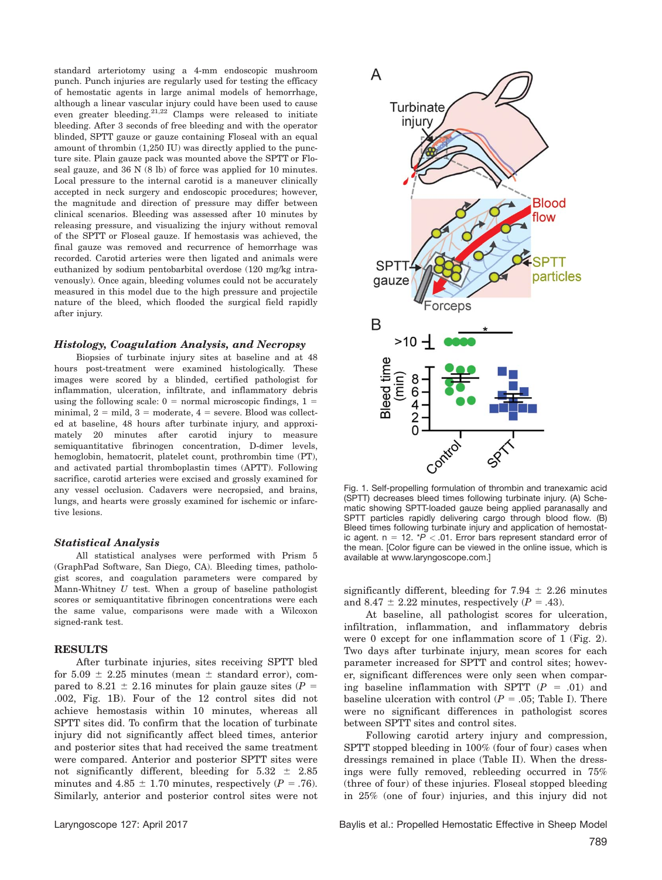standard arteriotomy using a 4-mm endoscopic mushroom punch. Punch injuries are regularly used for testing the efficacy of hemostatic agents in large animal models of hemorrhage, although a linear vascular injury could have been used to cause even greater bleeding.[21,22] Clamps were released to initiate bleeding. After 3 seconds of free bleeding and with the operator blinded, SPTT gauze or gauze containing Floseal with an equal amount of thrombin (1,250 IU) was directly applied to the puncture site. Plain gauze pack was mounted above the SPTT or Floseal gauze, and 36 N (8 lb) of force was applied for 10 minutes. Local pressure to the internal carotid is a maneuver clinically accepted in neck surgery and endoscopic procedures; however, the magnitude and direction of pressure may differ between clinical scenarios. Bleeding was assessed after 10 minutes by releasing pressure, and visualizing the injury without removal of the SPTT or Floseal gauze. If hemostasis was achieved, the final gauze was removed and recurrence of hemorrhage was recorded. Carotid arteries were then ligated and animals were euthanized by sodium pentobarbital overdose (120 mg/kg intravenously). Once again, bleeding volumes could not be accurately measured in this model due to the high pressure and projectile nature of the bleed, which flooded the surgical field rapidly after injury.

### Histology, Coagulation Analysis, and Necropsy

Biopsies of turbinate injury sites at baseline and at 48 hours post-treatment were examined histologically. These images were scored by a blinded, certified pathologist for inflammation, ulceration, infiltrate, and inflammatory debris using the following scale: 0 = normal microscopic findings, 1 = minimal, 2 = mild, 3 = moderate, 4 = severe. Blood was collected at baseline, 48 hours after turbinate injury, and approximately 20 minutes after carotid injury to measure semiquantitative fibrinogen concentration, D-dimer levels, hemoglobin, hematocrit, platelet count, prothrombin time (PT), and activated partial thromboplastin times (APTT). Following sacrifice, carotid arteries were excised and grossly examined for any vessel occlusion. Cadavers were necropsied, and brains, lungs, and hearts were grossly examined for ischemic or infarctive lesions.

### Statistical Analysis

All statistical analyses were performed with Prism 5 (GraphPad Software, San Diego, CA). Bleeding times, pathologist scores, and coagulation parameters were compared by Mann-Whitney *U* test. When a group of baseline pathologist scores or semiquantitative fibrinogen concentrations were each the same value, comparisons were made with a Wilcoxon signed-rank test.

## RESULTS

After turbinate injuries, sites receiving SPTT bled for 5.09 ± 2.25 minutes (mean ± standard error), compared to 8.21 ± 2.16 minutes for plain gauze sites ($P$ = .002, Fig. 1B). Four of the 12 control sites did not achieve hemostasis within 10 minutes, whereas all SPTT sites did. To confirm that the location of turbinate injury did not significantly affect bleed times, anterior and posterior sites that had received the same treatment were compared. Anterior and posterior SPTT sites were not significantly different, bleeding for 5.32 ± 2.85 minutes and 4.85 ± 1.70 minutes, respectively ($P$ = .76). Similarly, anterior and posterior control sites were not significantly different, bleeding for 7.94 ± 2.26 minutes and 8.47 ± 2.22 minutes, respectively ($P$ = .43).

Fig. 1. Self-propelling formulation of thrombin and tranexamic acid (SPTT) decreases bleed times following turbinate injury. (A) Schematic showing SPTT-loaded gauze being applied paranasally and SPTT particles rapidly delivering cargo through blood flow. (B) Bleed times following turbinate injury and application of hemostatic agent. n = 12. *$P$ < .01. Error bars represent standard error of the mean. [Color figure can be viewed in the online issue, which is available at www.laryngoscope.com.]

At baseline, all pathologist scores for ulceration, infiltration, inflammation, and inflammatory debris were 0 except for one inflammation score of 1 (Fig. 2). Two days after turbinate injury, mean scores for each parameter increased for SPTT and control sites; however, significant differences were only seen when comparing baseline inflammation with SPTT ($P$ = .01) and baseline ulceration with control ($P$ = .05; Table I). There were no significant differences in pathologist scores between SPTT sites and control sites.

Following carotid artery injury and compression, SPTT stopped bleeding in 100% (four of four) cases when dressings remained in place (Table II). When the dressings were fully removed, rebleeding occurred in 75% (three of four) of these injuries. Floseal stopped bleeding in 25% (one of four) injuries, and this injury did not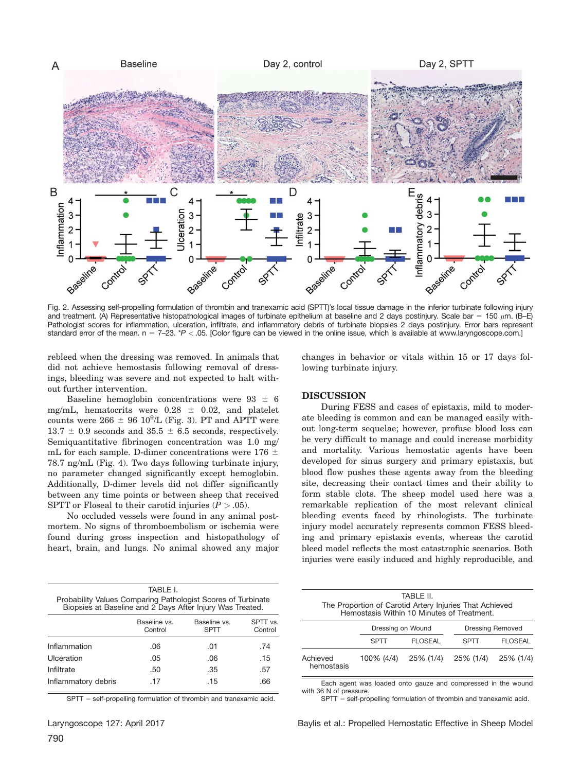Fig. 2. Assessing self-propelling formulation of thrombin and tranexamic acid (SPTT)'s local tissue damage in the inferior turbinate following injury and treatment. (A) Representative histopathological images of turbinate epithelium at baseline and 2 days postinjury. Scale bar = 150 $\mu$m. (B–E) Pathologist scores for inflammation, ulceration, infiltrate, and inflammatory debris of turbinate biopsies 2 days postinjury. Error bars represent standard error of the mean. n = 7–23. *$P < .05$. [Color figure can be viewed in the online issue, which is available at www.laryngoscope.com.]

rebleed when the dressing was removed. In animals that did not achieve hemostasis following removal of dressings, bleeding was severe and not expected to halt without further intervention.

Baseline hemoglobin concentrations were 93 ± 6 mg/mL, hematocrits were 0.28 ± 0.02, and platelet counts were 266 ± 96 $10^9$/L (Fig. 3). PT and APTT were 13.7 ± 0.9 seconds and 35.5 ± 6.5 seconds, respectively. Semiquantitative fibrinogen concentration was 1.0 mg/mL for each sample. D-dimer concentrations were 176 ± 78.7 ng/mL (Fig. 4). Two days following turbinate injury, no parameter changed significantly except hemoglobin. Additionally, D-dimer levels did not differ significantly between any time points or between sheep that received SPTT or Floseal to their carotid injuries ($P > .05$).

No occluded vessels were found in any animal postmortem. No signs of thromboembolism or ischemia were found during gross inspection and histopathology of heart, brain, and lungs. No animal showed any major changes in behavior or vitals within 15 or 17 days following turbinate injury.

## DISCUSSION

During FESS and cases of epistaxis, mild to moderate bleeding is common and can be managed easily without long-term sequelae; however, profuse blood loss can be very difficult to manage and could increase morbidity and mortality. Various hemostatic agents have been developed for sinus surgery and primary epistaxis, but blood flow pushes these agents away from the bleeding site, decreasing their contact times and their ability to form stable clots. The sheep model used here was a remarkable replication of the most relevant clinical bleeding events faced by rhinologists. The turbinate injury model accurately represents common FESS bleeding and primary epistaxis events, whereas the carotid bleed model reflects the most catastrophic scenarios. Both injuries were easily induced and highly reproducible, and

TABLE I.
Probability Values Comparing Pathologist Scores of Turbinate Biopsies at Baseline and 2 Days After Injury Was Treated.

| | Baseline vs. Control | Baseline vs. SPTT | SPTT vs. Control |
|---|---|---|---|
| Inflammation | .06 | .01 | .74 |
| Ulceration | .05 | .06 | .15 |
| Infiltrate | .50 | .35 | .57 |
| Inflammatory debris | .17 | .15 | .66 |

SPTT = self-propelling formulation of thrombin and tranexamic acid.

TABLE II.
The Proportion of Carotid Artery Injuries That Achieved Hemostasis Within 10 Minutes of Treatment.

| | Dressing on Wound | | Dressing Removed | |
|---|---|---|---|---|
| | SPTT | FLOSEAL | SPTT | FLOSEAL |
| Achieved hemostasis | 100% (4/4) | 25% (1/4) | 25% (1/4) | 25% (1/4) |

Each agent was loaded onto gauze and compressed in the wound with 36 N of pressure.
SPTT = self-propelling formulation of thrombin and tranexamic acid.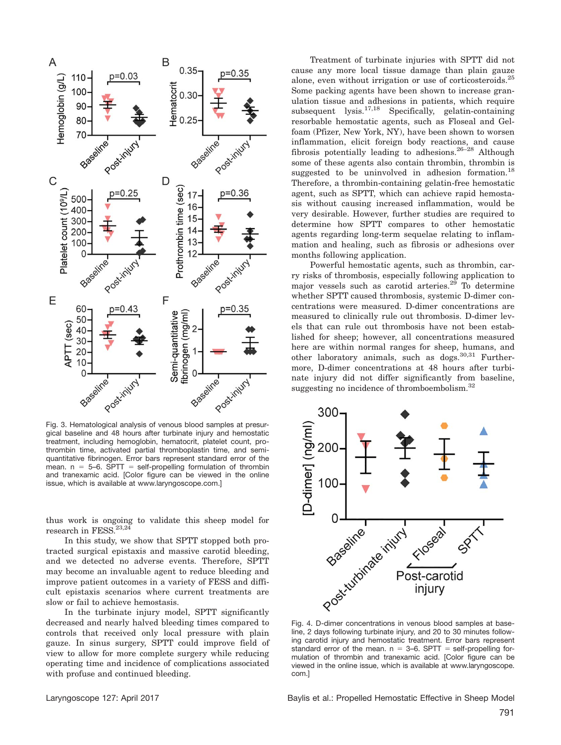Fig. 3. Hematological analysis of venous blood samples at presurgical baseline and 48 hours after turbinate injury and hemostatic treatment, including hemoglobin, hematocrit, platelet count, prothrombin time, activated partial thromboplastin time, and semi-quantitative fibrinogen. Error bars represent standard error of the mean. n = 5–6. SPTT = self-propelling formulation of thrombin and tranexamic acid. [Color figure can be viewed in the online issue, which is available at www.laryngoscope.com.]

thus work is ongoing to validate this sheep model for research in FESS.[23,24]

In this study, we show that SPTT stopped both protracted surgical epistaxis and massive carotid bleeding, and we detected no adverse events. Therefore, SPTT may become an invaluable agent to reduce bleeding and improve patient outcomes in a variety of FESS and difficult epistaxis scenarios where current treatments are slow or fail to achieve hemostasis.

In the turbinate injury model, SPTT significantly decreased and nearly halved bleeding times compared to controls that received only local pressure with plain gauze. In sinus surgery, SPTT could improve field of view to allow for more complete surgery while reducing operating time and incidence of complications associated with profuse and continued bleeding.

Treatment of turbinate injuries with SPTT did not cause any more local tissue damage than plain gauze alone, even without irrigation or use of corticosteroids.[25] Some packing agents have been shown to increase granulation tissue and adhesions in patients, which require subsequent lysis.[17,18] Specifically, gelatin-containing resorbable hemostatic agents, such as Floseal and Gelfoam (Pfizer, New York, NY), have been shown to worsen inflammation, elicit foreign body reactions, and cause fibrosis potentially leading to adhesions.[26–28] Although some of these agents also contain thrombin, thrombin is suggested to be uninvolved in adhesion formation.[18] Therefore, a thrombin-containing gelatin-free hemostatic agent, such as SPTT, which can achieve rapid hemostasis without causing increased inflammation, would be very desirable. However, further studies are required to determine how SPTT compares to other hemostatic agents regarding long-term sequelae relating to inflammation and healing, such as fibrosis or adhesions over months following application.

Powerful hemostatic agents, such as thrombin, carry risks of thrombosis, especially following application to major vessels such as carotid arteries.[29] To determine whether SPTT caused thrombosis, systemic D-dimer concentrations were measured. D-dimer concentrations are measured to clinically rule out thrombosis. D-dimer levels that can rule out thrombosis have not been established for sheep; however, all concentrations measured here are within normal ranges for sheep, humans, and other laboratory animals, such as dogs.[30,31] Furthermore, D-dimer concentrations at 48 hours after turbinate injury did not differ significantly from baseline, suggesting no incidence of thromboembolism.[32]

Fig. 4. D-dimer concentrations in venous blood samples at baseline, 2 days following turbinate injury, and 20 to 30 minutes following carotid injury and hemostatic treatment. Error bars represent standard error of the mean. n = 3–6. SPTT = self-propelling formulation of thrombin and tranexamic acid. [Color figure can be viewed in the online issue, which is available at www.laryngoscope.com.]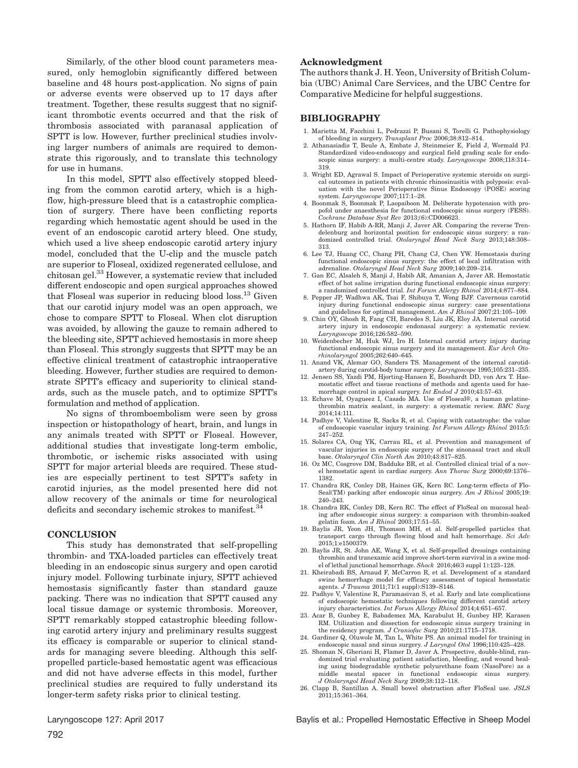Similarly, of the other blood count parameters measured, only hemoglobin significantly differed between baseline and 48 hours post-application. No signs of pain or adverse events were observed up to 17 days after treatment. Together, these results suggest that no significant thrombotic events occurred and that the risk of thrombosis associated with paranasal application of SPTT is low. However, further preclinical studies involving larger numbers of animals are required to demonstrate this rigorously, and to translate this technology for use in humans.

In this model, SPTT also effectively stopped bleeding from the common carotid artery, which is a high-flow, high-pressure bleed that is a catastrophic complication of surgery. There have been conflicting reports regarding which hemostatic agent should be used in the event of an endoscopic carotid artery bleed. One study, which used a live sheep endoscopic carotid artery injury model, concluded that the U-clip and the muscle patch are superior to Floseal, oxidized regenerated cellulose, and chitosan gel.[33] However, a systematic review that included different endoscopic and open surgical approaches showed that Floseal was superior in reducing blood loss.[13] Given that our carotid injury model was an open approach, we chose to compare SPTT to Floseal. When clot disruption was avoided, by allowing the gauze to remain adhered to the bleeding site, SPTT achieved hemostasis in more sheep than Floseal. This strongly suggests that SPTT may be an effective clinical treatment of catastrophic intraoperative bleeding. However, further studies are required to demonstrate SPTT's efficacy and superiority to clinical standards, such as the muscle patch, and to optimize SPTT's formulation and method of application.

No signs of thromboembolism were seen by gross inspection or histopathology of heart, brain, and lungs in any animals treated with SPTT or Floseal. However, additional studies that investigate long-term embolic, thrombotic, or ischemic risks associated with using SPTT for major arterial bleeds are required. These studies are especially pertinent to test SPTT's safety in carotid injuries, as the model presented here did not allow recovery of the animals or time for neurological deficits and secondary ischemic strokes to manifest.[34]

## CONCLUSION

This study has demonstrated that self-propelling thrombin- and TXA-loaded particles can effectively treat bleeding in an endoscopic sinus surgery and open carotid injury model. Following turbinate injury, SPTT achieved hemostasis significantly faster than standard gauze packing. There was no indication that SPTT caused any local tissue damage or systemic thrombosis. Moreover, SPTT remarkably stopped catastrophic bleeding following carotid artery injury and preliminary results suggest its efficacy is comparable or superior to clinical standards for managing severe bleeding. Although this self-propelled particle-based hemostatic agent was efficacious and did not have adverse effects in this model, further preclinical studies are required to fully understand its longer-term safety risks prior to clinical testing.

## Acknowledgment

The authors thank J. H. Yeon, University of British Columbia (UBC) Animal Care Services, and the UBC Centre for Comparative Medicine for helpful suggestions.

## BIBLIOGRAPHY

1. Marietta M, Facchini L, Pedrazzi P, Busani S, Torelli G. Pathophysiology of bleeding in surgery. *Transplant Proc* 2006;38:812–814.
2. Athanasiadis T, Beule A, Embate J, Steinmeier E, Field J, Wormald PJ. Standardized video-endoscopy and surgical field grading scale for endoscopic sinus surgery: a multi-centre study. *Laryngoscope* 2008;118:314–319.
3. Wright ED, Agrawal S. Impact of Perioperative systemic steroids on surgical outcomes in patients with chronic rhinosinusitis with polyposis: evaluation with the novel Perioperative Sinus Endoscopy (POSE) scoring system. *Laryngoscope* 2007;117:1–28.
4. Boonmak S, Boonmak P, Laopaiboon M. Deliberate hypotension with propofol under anaesthesia for functional endoscopic sinus surgery (FESS). *Cochrane Database Syst Rev* 2013;(6):CD006623.
5. Hathorn IF, Habib A-RR, Manji J, Javer AR. Comparing the reverse Trendelenburg and horizontal position for endoscopic sinus surgery: a randomized controlled trial. *Otolaryngol Head Neck Surg* 2013;148:308–313.
6. Lee TJ, Huang CC, Chang PH, Chang CJ, Chen YW. Hemostasis during functional endoscopic sinus surgery: the effect of local infiltration with adrenaline. *Otolaryngol Head Neck Surg* 2009;140:209–214.
7. Gan EC, Alsaleh S, Manji J, Habib AR, Amanian A, Javer AR. Hemostatic effect of hot saline irrigation during functional endoscopic sinus surgery: a randomized controlled trial. *Int Forum Allergy Rhinol* 2014;4:877–884.
8. Pepper JP, Wadhwa AK, Tsai F, Shibuya T, Wong BJF. Cavernous carotid injury during functional endoscopic sinus surgery: case presentations and guidelines for optimal management. *Am J Rhinol* 2007;21:105–109.
9. Chin OY, Ghosh R, Fang CH, Baredes S, Liu JK, Eloy JA. Internal carotid artery injury in endoscopic endonasal surgery: a systematic review. *Laryngoscope* 2016;126:582–590.
10. Weidenbecher M, Huk WJ, Iro H. Internal carotid artery injury during functional endoscopic sinus surgery and its management. *Eur Arch Otorhinolaryngol* 2005;262:640–645.
11. Anand VK, Alemar GO, Sanders TS. Management of the internal carotid-artery during carotid-body tumor surgery. *Laryngoscope* 1995;105:231–235.
12. Jensen SS, Yazdi PM, Hjorting-Hansen E, Bosshardt DD, von Arx T. Haemostatic effect and tissue reactions of methods and agents used for haemorrhage control in apical surgery. *Int Endod J* 2010;43:57–63.
13. Echave M, Oyagueez I, Casado MA. Use of Floseal®, a human gelatine-thrombin matrix sealant, in surgery: a systematic review. *BMC Surg* 2014;14:111.
14. Padhye V, Valentine R, Sacks R, et al. Coping with catastrophe: the value of endoscopic vascular injury training. *Int Forum Allergy Rhinol* 2015;5:247–252.
15. Solares CA, Ong YK, Carrau RL, et al. Prevention and management of vascular injuries in endoscopic surgery of the sinonasal tract and skull base. *Otolaryngol Clin North Am* 2010;43:817–825.
16. Oz MC, Cosgrove DM, Badduke BR, et al. Controlled clinical trial of a novel hemostatic agent in cardiac surgery. *Ann Thorac Surg* 2000;69:1376–1382.
17. Chandra RK, Conley DB, Haines GK, Kern RC. Long-term effects of FloSeal(TM) packing after endoscopic sinus surgery. *Am J Rhinol* 2005;19:240–243.
18. Chandra RK, Conley DB, Kern RC. The effect of FloSeal on mucosal healing after endoscopic sinus surgery: a comparison with thrombin-soaked gelatin foam. *Am J Rhinol* 2003;17:51–55.
19. Baylis JR, Yeon JH, Thomson MH, et al. Self-propelled particles that transport cargo through flowing blood and halt hemorrhage. *Sci Adv* 2015;1:e1500379.
20. Baylis JR, St. John AE, Wang X, et al. Self-propelled dressings containing thrombin and tranexamic acid improve short-term survival in a swine model of lethal junctional hemorrhage. *Shock* 2016;46(3 suppl 1):123–128.
21. Kheirabadi BS, Arnaud F, McCarron R, et al. Development of a standard swine hemorrhage model for efficacy assessment of topical hemostatic agents. *J Trauma* 2011;71(1 suppl):S139–S146.
22. Padhye V, Valentine R, Paramasivan S, et al. Early and late complications of endoscopic hemostatic techniques following different carotid artery injury characteristics. *Int Forum Allergy Rhinol* 2014;4:651–657.
23. Acar B, Gunbey E, Babademez MA, Karabulut H, Gunbey HP, Karasen RM. Utilization and dissection for endoscopic sinus surgery training in the residency program. *J Craniofac Surg* 2010;21:1715–1718.
24. Gardiner Q, Oluwole M, Tan L, White PS. An animal model for training in endoscopic nasal and sinus surgery. *J Laryngol Otol* 1996;110:425–428.
25. Shoman N, Gheriani H, Flamer D, Javer A. Prospective, double-blind, randomized trial evaluating patient satisfaction, bleeding, and wound healing using biodegradable synthetic polyurethane foam (NasoPore) as a middle meatal spacer in functional endoscopic sinus surgery. *J Otolaryngol Head Neck Surg* 2009;38:112–118.
26. Clapp B, Santillan A. Small bowel obstruction after FloSeal use. *JSLS* 2011;15:361–364.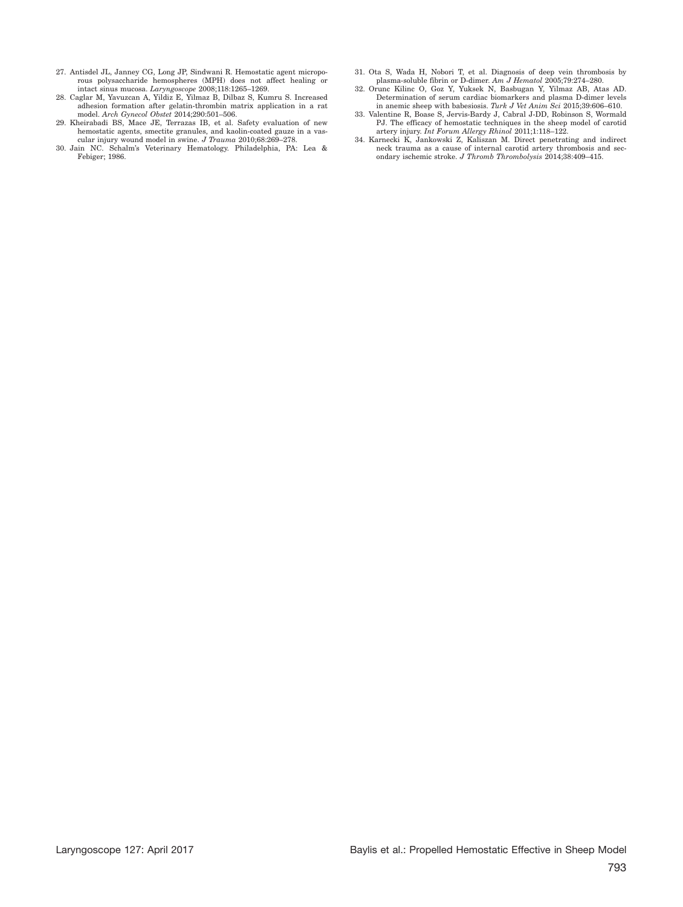27. Antisdel JL, Janney CG, Long JP, Sindwani R. Hemostatic agent microporous polysaccharide hemospheres (MPH) does not affect healing or intact sinus mucosa. *Laryngoscope* 2008;118:1265–1269.
28. Caglar M, Yavuzcan A, Yildiz E, Yilmaz B, Dilbaz S, Kumru S. Increased adhesion formation after gelatin-thrombin matrix application in a rat model. *Arch Gynecol Obstet* 2014;290:501–506.
29. Kheirabadi BS, Mace JE, Terrazas IB, et al. Safety evaluation of new hemostatic agents, smectite granules, and kaolin-coated gauze in a vascular injury wound model in swine. *J Trauma* 2010;68:269–278.
30. Jain NC. Schalm's Veterinary Hematology. Philadelphia, PA: Lea & Febiger; 1986.
31. Ota S, Wada H, Nobori T, et al. Diagnosis of deep vein thrombosis by plasma-soluble fibrin or D-dimer. *Am J Hematol* 2005;79:274–280.
32. Orunc Kilinc O, Goz Y, Yuksek N, Basbugan Y, Yilmaz AB, Atas AD. Determination of serum cardiac biomarkers and plasma D-dimer levels in anemic sheep with babesiosis. *Turk J Vet Anim Sci* 2015;39:606–610.
33. Valentine R, Boase S, Jervis-Bardy J, Cabral J-DD, Robinson S, Wormald PJ. The efficacy of hemostatic techniques in the sheep model of carotid artery injury. *Int Forum Allergy Rhinol* 2011;1:118–122.
34. Karnecki K, Jankowski Z, Kaliszan M. Direct penetrating and indirect neck trauma as a cause of internal carotid artery thrombosis and secondary ischemic stroke. *J Thromb Thrombolysis* 2014;38:409–415.